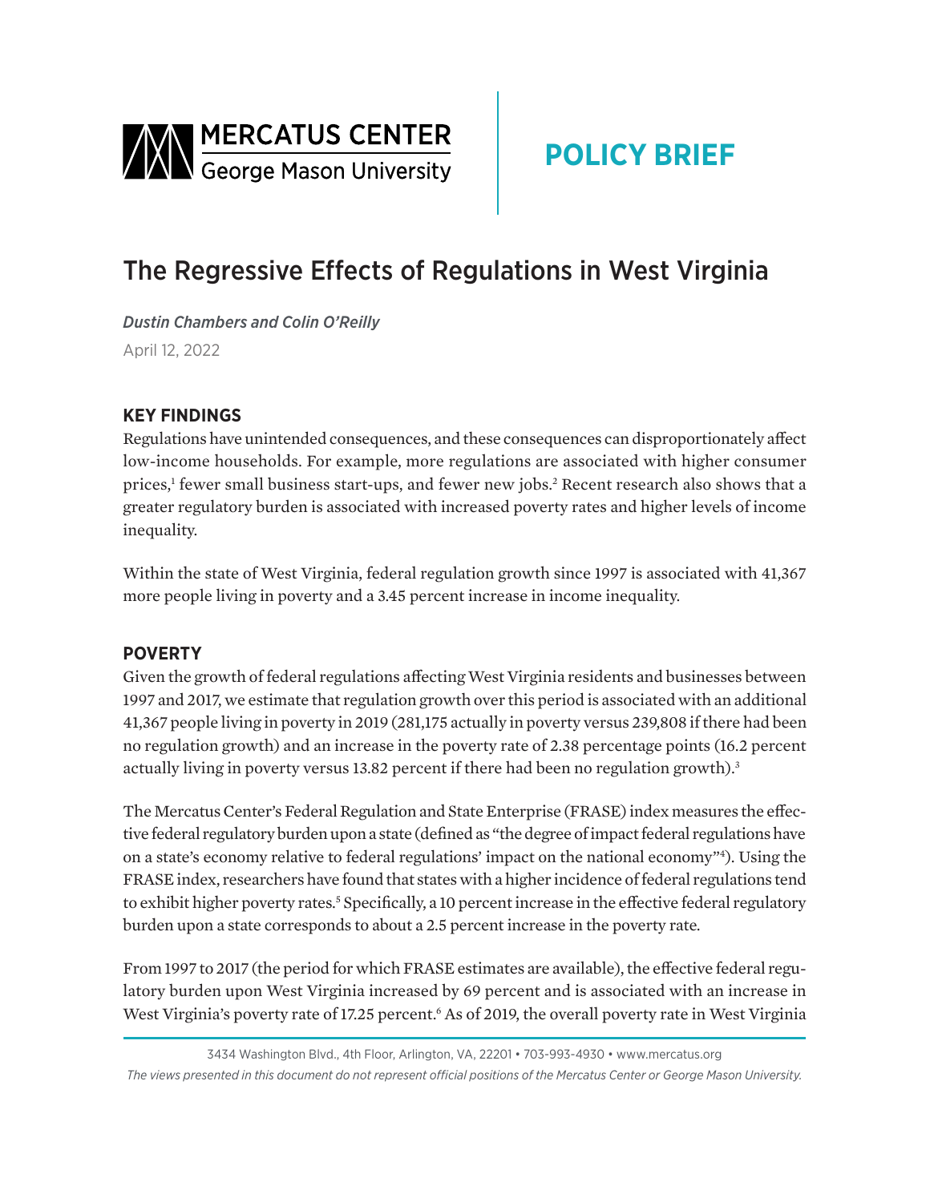MERCATUS CENTER
George Mason University

POLICY BRIEF

# The Regressive Effects of Regulations in West Virginia

*Dustin Chambers and Colin O'Reilly*

April 12, 2022

## KEY FINDINGS

Regulations have unintended consequences, and these consequences can disproportionately affect low-income households. For example, more regulations are associated with higher consumer prices,[1] fewer small business start-ups, and fewer new jobs.[2] Recent research also shows that a greater regulatory burden is associated with increased poverty rates and higher levels of income inequality.

Within the state of West Virginia, federal regulation growth since 1997 is associated with 41,367 more people living in poverty and a 3.45 percent increase in income inequality.

## POVERTY

Given the growth of federal regulations affecting West Virginia residents and businesses between 1997 and 2017, we estimate that regulation growth over this period is associated with an additional 41,367 people living in poverty in 2019 (281,175 actually in poverty versus 239,808 if there had been no regulation growth) and an increase in the poverty rate of 2.38 percentage points (16.2 percent actually living in poverty versus 13.82 percent if there had been no regulation growth).[3]

The Mercatus Center's Federal Regulation and State Enterprise (FRASE) index measures the effective federal regulatory burden upon a state (defined as "the degree of impact federal regulations have on a state's economy relative to federal regulations' impact on the national economy"[4]). Using the FRASE index, researchers have found that states with a higher incidence of federal regulations tend to exhibit higher poverty rates.[5] Specifically, a 10 percent increase in the effective federal regulatory burden upon a state corresponds to about a 2.5 percent increase in the poverty rate.

From 1997 to 2017 (the period for which FRASE estimates are available), the effective federal regulatory burden upon West Virginia increased by 69 percent and is associated with an increase in West Virginia's poverty rate of 17.25 percent.[6] As of 2019, the overall poverty rate in West Virginia

3434 Washington Blvd., 4th Floor, Arlington, VA, 22201 • 703-993-4930 • www.mercatus.org

*The views presented in this document do not represent official positions of the Mercatus Center or George Mason University.*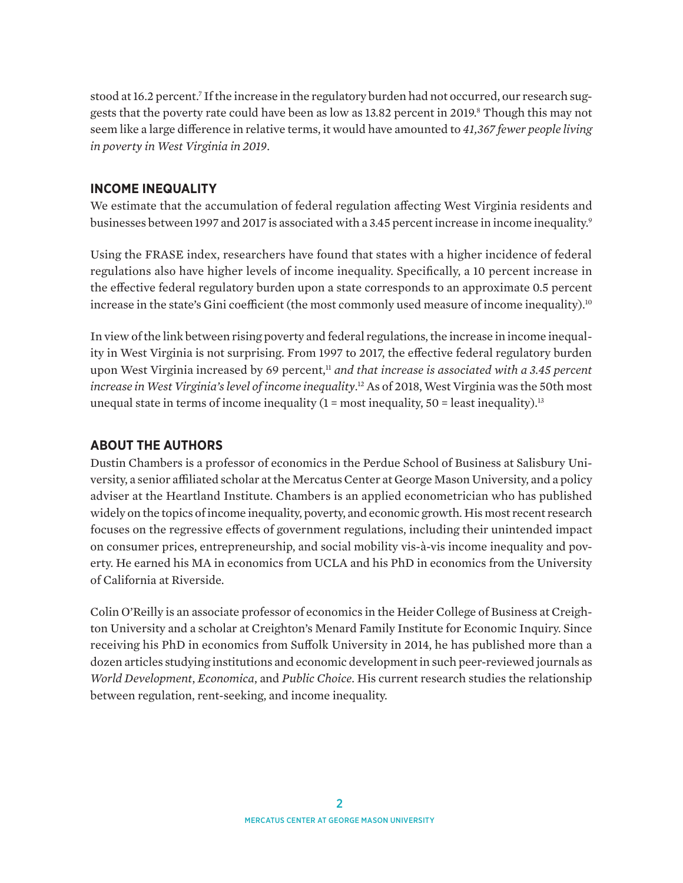stood at 16.2 percent.[7] If the increase in the regulatory burden had not occurred, our research suggests that the poverty rate could have been as low as 13.82 percent in 2019.[8] Though this may not seem like a large difference in relative terms, it would have amounted to *41,367 fewer people living in poverty in West Virginia in 2019*.

## INCOME INEQUALITY

We estimate that the accumulation of federal regulation affecting West Virginia residents and businesses between 1997 and 2017 is associated with a 3.45 percent increase in income inequality.[9]

Using the FRASE index, researchers have found that states with a higher incidence of federal regulations also have higher levels of income inequality. Specifically, a 10 percent increase in the effective federal regulatory burden upon a state corresponds to an approximate 0.5 percent increase in the state's Gini coefficient (the most commonly used measure of income inequality).[10]

In view of the link between rising poverty and federal regulations, the increase in income inequality in West Virginia is not surprising. From 1997 to 2017, the effective federal regulatory burden upon West Virginia increased by 69 percent,[11] *and that increase is associated with a 3.45 percent increase in West Virginia's level of income inequality*.[12] As of 2018, West Virginia was the 50th most unequal state in terms of income inequality (1 = most inequality, 50 = least inequality).[13]

## ABOUT THE AUTHORS

Dustin Chambers is a professor of economics in the Perdue School of Business at Salisbury University, a senior affiliated scholar at the Mercatus Center at George Mason University, and a policy adviser at the Heartland Institute. Chambers is an applied econometrician who has published widely on the topics of income inequality, poverty, and economic growth. His most recent research focuses on the regressive effects of government regulations, including their unintended impact on consumer prices, entrepreneurship, and social mobility vis-à-vis income inequality and poverty. He earned his MA in economics from UCLA and his PhD in economics from the University of California at Riverside.

Colin O'Reilly is an associate professor of economics in the Heider College of Business at Creighton University and a scholar at Creighton's Menard Family Institute for Economic Inquiry. Since receiving his PhD in economics from Suffolk University in 2014, he has published more than a dozen articles studying institutions and economic development in such peer-reviewed journals as *World Development*, *Economica*, and *Public Choice*. His current research studies the relationship between regulation, rent-seeking, and income inequality.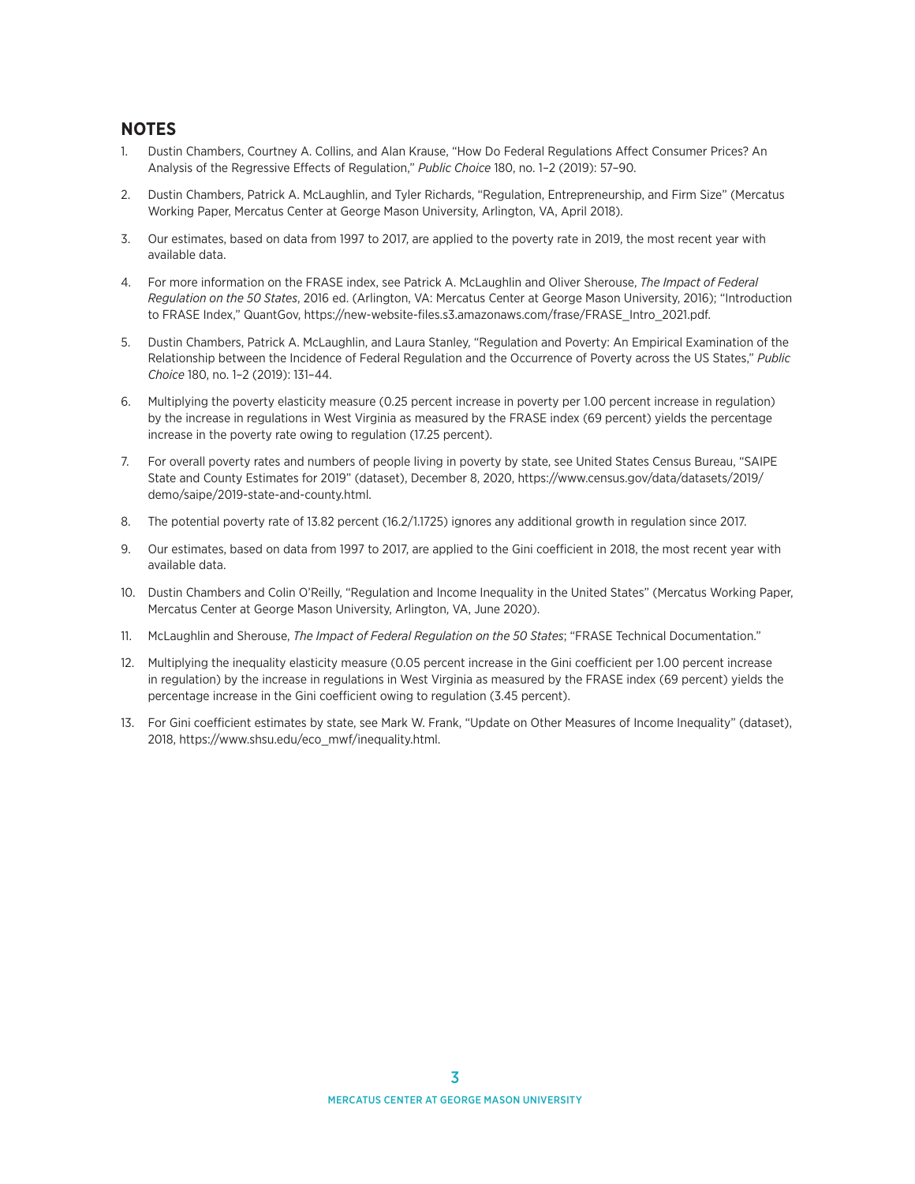## NOTES

1. Dustin Chambers, Courtney A. Collins, and Alan Krause, "How Do Federal Regulations Affect Consumer Prices? An Analysis of the Regressive Effects of Regulation," *Public Choice* 180, no. 1–2 (2019): 57–90.
2. Dustin Chambers, Patrick A. McLaughlin, and Tyler Richards, "Regulation, Entrepreneurship, and Firm Size" (Mercatus Working Paper, Mercatus Center at George Mason University, Arlington, VA, April 2018).
3. Our estimates, based on data from 1997 to 2017, are applied to the poverty rate in 2019, the most recent year with available data.
4. For more information on the FRASE index, see Patrick A. McLaughlin and Oliver Sherouse, *The Impact of Federal Regulation on the 50 States*, 2016 ed. (Arlington, VA: Mercatus Center at George Mason University, 2016); "Introduction to FRASE Index," QuantGov, https://new-website-files.s3.amazonaws.com/frase/FRASE_Intro_2021.pdf.
5. Dustin Chambers, Patrick A. McLaughlin, and Laura Stanley, "Regulation and Poverty: An Empirical Examination of the Relationship between the Incidence of Federal Regulation and the Occurrence of Poverty across the US States," *Public Choice* 180, no. 1–2 (2019): 131–44.
6. Multiplying the poverty elasticity measure (0.25 percent increase in poverty per 1.00 percent increase in regulation) by the increase in regulations in West Virginia as measured by the FRASE index (69 percent) yields the percentage increase in the poverty rate owing to regulation (17.25 percent).
7. For overall poverty rates and numbers of people living in poverty by state, see United States Census Bureau, "SAIPE State and County Estimates for 2019" (dataset), December 8, 2020, https://www.census.gov/data/datasets/2019/demo/saipe/2019-state-and-county.html.
8. The potential poverty rate of 13.82 percent (16.2/1.1725) ignores any additional growth in regulation since 2017.
9. Our estimates, based on data from 1997 to 2017, are applied to the Gini coefficient in 2018, the most recent year with available data.
10. Dustin Chambers and Colin O'Reilly, "Regulation and Income Inequality in the United States" (Mercatus Working Paper, Mercatus Center at George Mason University, Arlington, VA, June 2020).
11. McLaughlin and Sherouse, *The Impact of Federal Regulation on the 50 States*; "FRASE Technical Documentation."
12. Multiplying the inequality elasticity measure (0.05 percent increase in the Gini coefficient per 1.00 percent increase in regulation) by the increase in regulations in West Virginia as measured by the FRASE index (69 percent) yields the percentage increase in the Gini coefficient owing to regulation (3.45 percent).
13. For Gini coefficient estimates by state, see Mark W. Frank, "Update on Other Measures of Income Inequality" (dataset), 2018, https://www.shsu.edu/eco_mwf/inequality.html.